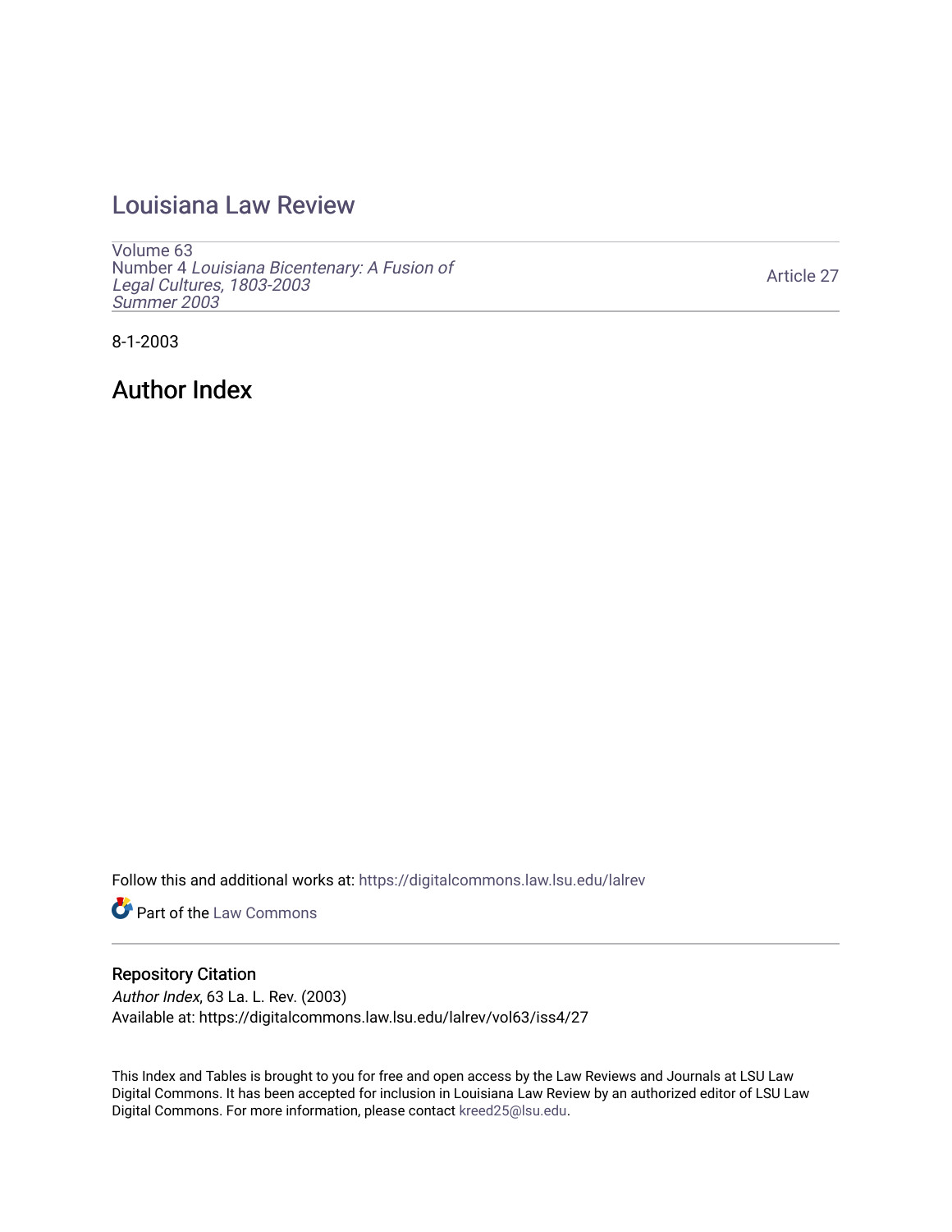# Louisiana Law Review

Volume 63
Number 4 *Louisiana Bicentenary: A Fusion of Legal Cultures, 1803-2003*
*Summer 2003*

Article 27

8-1-2003

## Author Index

Follow this and additional works at: https://digitalcommons.law.lsu.edu/lalrev

Part of the Law Commons

### Repository Citation

*Author Index*, 63 La. L. Rev. (2003)
Available at: https://digitalcommons.law.lsu.edu/lalrev/vol63/iss4/27

This Index and Tables is brought to you for free and open access by the Law Reviews and Journals at LSU Law Digital Commons. It has been accepted for inclusion in Louisiana Law Review by an authorized editor of LSU Law Digital Commons. For more information, please contact kreed25@lsu.edu.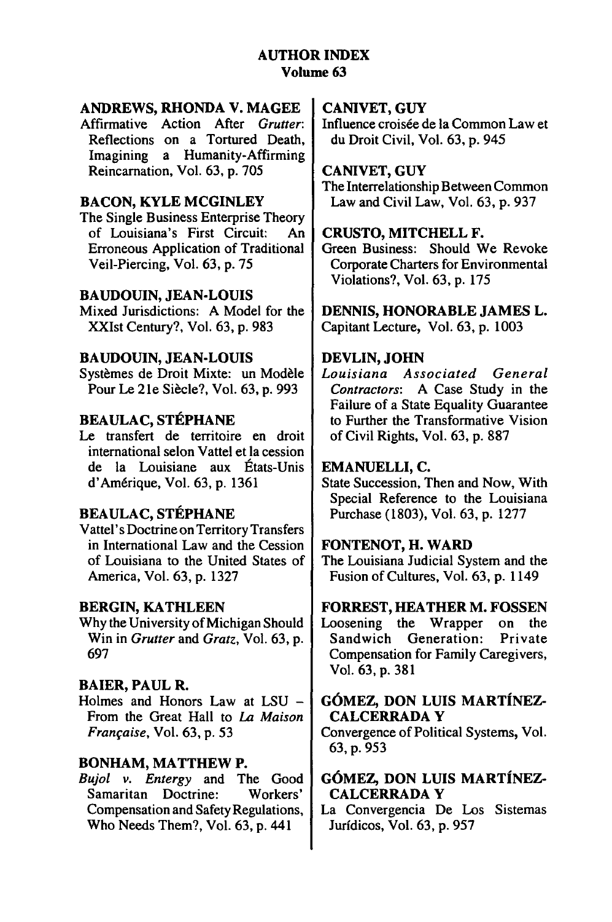## AUTHOR INDEX
### Volume 63

**ANDREWS, RHONDA V. MAGEE**
Affirmative Action After *Grutter*: Reflections on a Tortured Death, Imagining a Humanity-Affirming Reincarnation, Vol. 63, p. 705

**BACON, KYLE MCGINLEY**
The Single Business Enterprise Theory of Louisiana's First Circuit: An Erroneous Application of Traditional Veil-Piercing, Vol. 63, p. 75

**BAUDOUIN, JEAN-LOUIS**
Mixed Jurisdictions: A Model for the XXIst Century?, Vol. 63, p. 983

**BAUDOUIN, JEAN-LOUIS**
Systèmes de Droit Mixte: un Modèle Pour Le 21e Siècle?, Vol. 63, p. 993

**BEAULAC, STÉPHANE**
Le transfert de territoire en droit international selon Vattel et la cession de la Louisiane aux États-Unis d'Amérique, Vol. 63, p. 1361

**BEAULAC, STÉPHANE**
Vattel's Doctrine on Territory Transfers in International Law and the Cession of Louisiana to the United States of America, Vol. 63, p. 1327

**BERGIN, KATHLEEN**
Why the University of Michigan Should Win in *Grutter* and *Gratz*, Vol. 63, p. 697

**BAIER, PAUL R.**
Holmes and Honors Law at LSU – From the Great Hall to *La Maison Française*, Vol. 63, p. 53

**BONHAM, MATTHEW P.**
*Bujol v. Entergy* and The Good Samaritan Doctrine: Workers' Compensation and Safety Regulations, Who Needs Them?, Vol. 63, p. 441

**CANIVET, GUY**
Influence croisée de la Common Law et du Droit Civil, Vol. 63, p. 945

**CANIVET, GUY**
The Interrelationship Between Common Law and Civil Law, Vol. 63, p. 937

**CRUSTO, MITCHELL F.**
Green Business: Should We Revoke Corporate Charters for Environmental Violations?, Vol. 63, p. 175

**DENNIS, HONORABLE JAMES L.**
Capitant Lecture, Vol. 63, p. 1003

**DEVLIN, JOHN**
*Louisiana Associated General Contractors*: A Case Study in the Failure of a State Equality Guarantee to Further the Transformative Vision of Civil Rights, Vol. 63, p. 887

**EMANUELLI, C.**
State Succession, Then and Now, With Special Reference to the Louisiana Purchase (1803), Vol. 63, p. 1277

**FONTENOT, H. WARD**
The Louisiana Judicial System and the Fusion of Cultures, Vol. 63, p. 1149

**FORREST, HEATHER M. FOSSEN**
Loosening the Wrapper on the Sandwich Generation: Private Compensation for Family Caregivers, Vol. 63, p. 381

**GÓMEZ, DON LUIS MARTÍNEZ-CALCERRADA Y**
Convergence of Political Systems, Vol. 63, p. 953

**GÓMEZ, DON LUIS MARTÍNEZ-CALCERRADA Y**
La Convergencia De Los Sistemas Jurídicos, Vol. 63, p. 957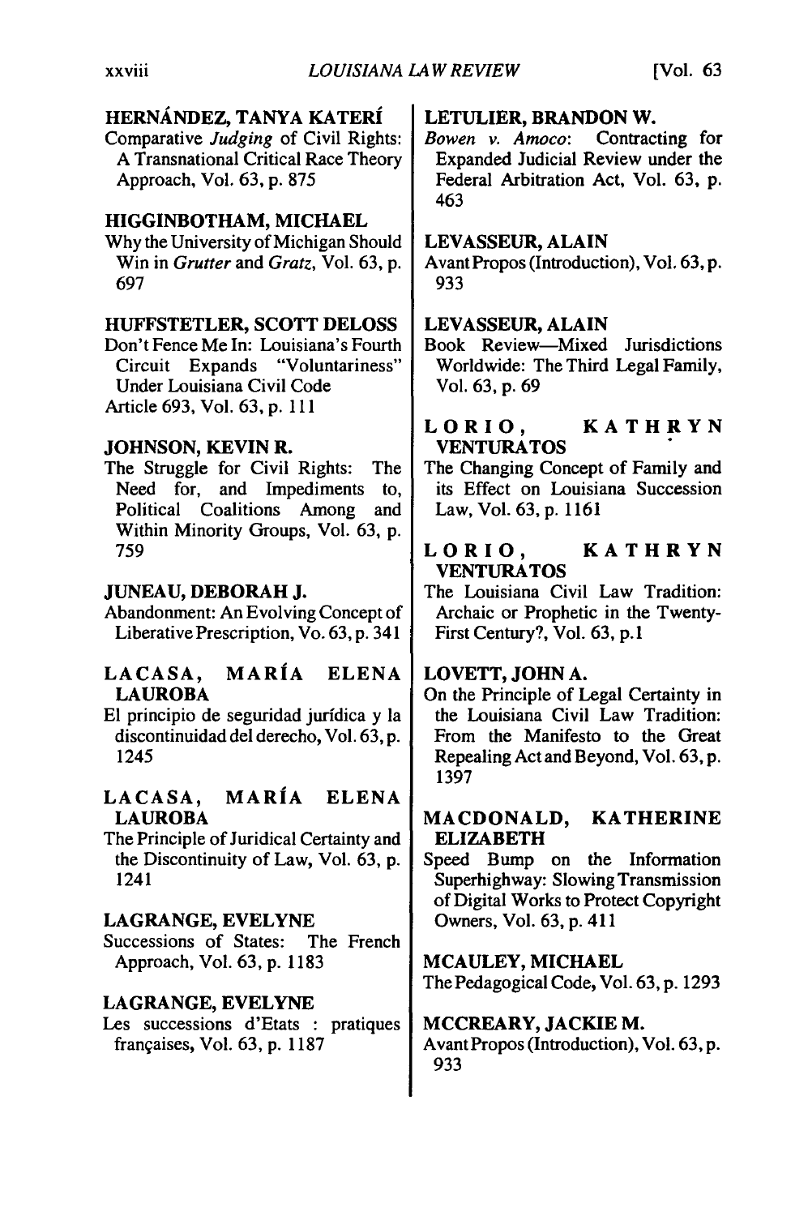**HERNÁNDEZ, TANYA KATERÍ**
Comparative *Judging* of Civil Rights: A Transnational Critical Race Theory Approach, Vol. 63, p. 875

**HIGGINBOTHAM, MICHAEL**
Why the University of Michigan Should Win in *Grutter* and *Gratz*, Vol. 63, p. 697

**HUFFSTETLER, SCOTT DELOSS**
Don't Fence Me In: Louisiana's Fourth Circuit Expands "Voluntariness" Under Louisiana Civil Code Article 693, Vol. 63, p. 111

**JOHNSON, KEVIN R.**
The Struggle for Civil Rights: The Need for, and Impediments to, Political Coalitions Among and Within Minority Groups, Vol. 63, p. 759

**JUNEAU, DEBORAH J.**
Abandonment: An Evolving Concept of Liberative Prescription, Vo. 63, p. 341

**LACASA, MARÍA ELENA LAUROBA**
El principio de seguridad jurídica y la discontinuidad del derecho, Vol. 63, p. 1245

**LACASA, MARÍA ELENA LAUROBA**
The Principle of Juridical Certainty and the Discontinuity of Law, Vol. 63, p. 1241

**LAGRANGE, EVELYNE**
Successions of States: The French Approach, Vol. 63, p. 1183

**LAGRANGE, EVELYNE**
Les successions d'Etats : pratiques françaises, Vol. 63, p. 1187

**LETULIER, BRANDON W.**
*Bowen v. Amoco*: Contracting for Expanded Judicial Review under the Federal Arbitration Act, Vol. 63, p. 463

**LEVASSEUR, ALAIN**
Avant Propos (Introduction), Vol. 63, p. 933

**LEVASSEUR, ALAIN**
Book Review—Mixed Jurisdictions Worldwide: The Third Legal Family, Vol. 63, p. 69

**LORIO, KATHRYN VENTURATOS**
The Changing Concept of Family and its Effect on Louisiana Succession Law, Vol. 63, p. 1161

**LORIO, KATHRYN VENTURATOS**
The Louisiana Civil Law Tradition: Archaic or Prophetic in the Twenty-First Century?, Vol. 63, p. 1

**LOVETT, JOHN A.**
On the Principle of Legal Certainty in the Louisiana Civil Law Tradition: From the Manifesto to the Great Repealing Act and Beyond, Vol. 63, p. 1397

**MACDONALD, KATHERINE ELIZABETH**
Speed Bump on the Information Superhighway: Slowing Transmission of Digital Works to Protect Copyright Owners, Vol. 63, p. 411

**MCAULEY, MICHAEL**
The Pedagogical Code, Vol. 63, p. 1293

**MCCREARY, JACKIE M.**
Avant Propos (Introduction), Vol. 63, p. 933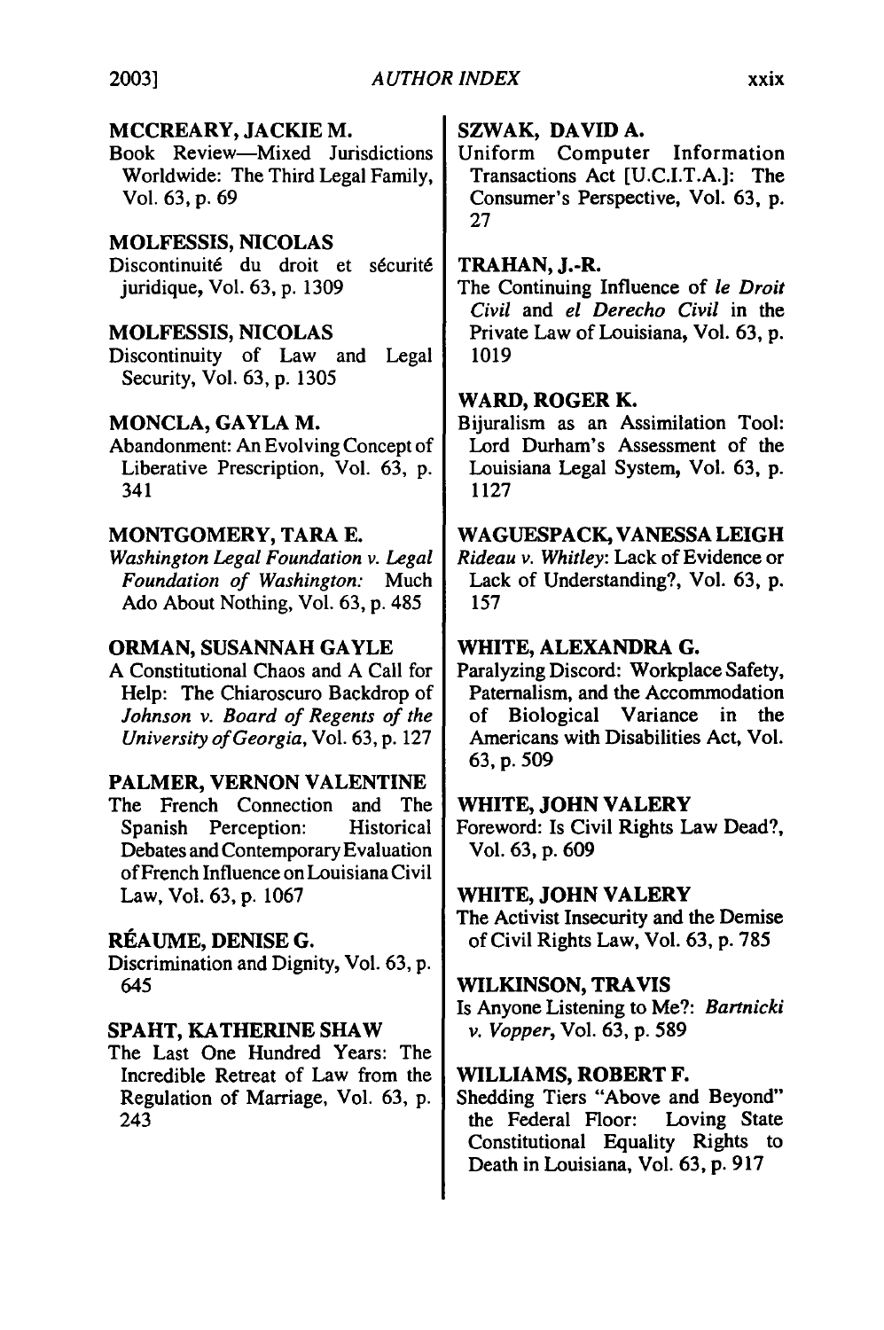**MCCREARY, JACKIE M.**
Book Review—Mixed Jurisdictions Worldwide: The Third Legal Family, Vol. 63, p. 69

**MOLFESSIS, NICOLAS**
Discontinuité du droit et sécurité juridique, Vol. 63, p. 1309

**MOLFESSIS, NICOLAS**
Discontinuity of Law and Legal Security, Vol. 63, p. 1305

**MONCLA, GAYLA M.**
Abandonment: An Evolving Concept of Liberative Prescription, Vol. 63, p. 341

**MONTGOMERY, TARA E.**
*Washington Legal Foundation v. Legal Foundation of Washington:* Much Ado About Nothing, Vol. 63, p. 485

**ORMAN, SUSANNAH GAYLE**
A Constitutional Chaos and A Call for Help: The Chiaroscuro Backdrop of *Johnson v. Board of Regents of the University of Georgia*, Vol. 63, p. 127

**PALMER, VERNON VALENTINE**
The French Connection and The Spanish Perception: Historical Debates and Contemporary Evaluation of French Influence on Louisiana Civil Law, Vol. 63, p. 1067

**RÉAUME, DENISE G.**
Discrimination and Dignity, Vol. 63, p. 645

**SPAHT, KATHERINE SHAW**
The Last One Hundred Years: The Incredible Retreat of Law from the Regulation of Marriage, Vol. 63, p. 243

**SZWAK, DAVID A.**
Uniform Computer Information Transactions Act [U.C.I.T.A.]: The Consumer's Perspective, Vol. 63, p. 27

**TRAHAN, J.-R.**
The Continuing Influence of *le Droit Civil* and *el Derecho Civil* in the Private Law of Louisiana, Vol. 63, p. 1019

**WARD, ROGER K.**
Bijuralism as an Assimilation Tool: Lord Durham's Assessment of the Louisiana Legal System, Vol. 63, p. 1127

**WAGUESPACK, VANESSA LEIGH**
*Rideau v. Whitley*: Lack of Evidence or Lack of Understanding?, Vol. 63, p. 157

**WHITE, ALEXANDRA G.**
Paralyzing Discord: Workplace Safety, Paternalism, and the Accommodation of Biological Variance in the Americans with Disabilities Act, Vol. 63, p. 509

**WHITE, JOHN VALERY**
Foreword: Is Civil Rights Law Dead?, Vol. 63, p. 609

**WHITE, JOHN VALERY**
The Activist Insecurity and the Demise of Civil Rights Law, Vol. 63, p. 785

**WILKINSON, TRAVIS**
Is Anyone Listening to Me?: *Bartnicki v. Vopper*, Vol. 63, p. 589

**WILLIAMS, ROBERT F.**
Shedding Tiers "Above and Beyond" the Federal Floor: Loving State Constitutional Equality Rights to Death in Louisiana, Vol. 63, p. 917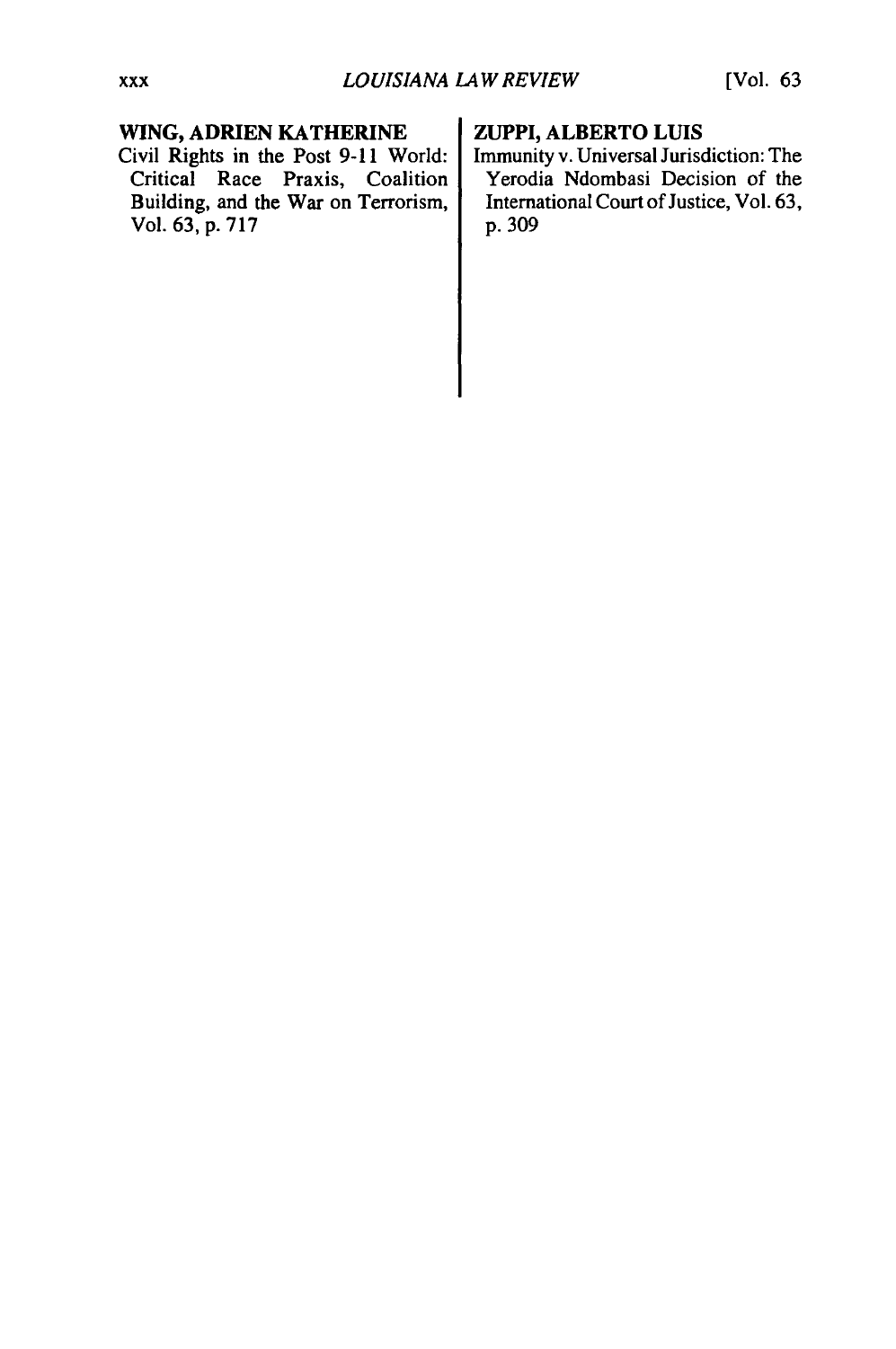**WING, ADRIEN KATHERINE**

Civil Rights in the Post 9-11 World: Critical Race Praxis, Coalition Building, and the War on Terrorism, Vol. 63, p. 717

**ZUPPI, ALBERTO LUIS**

Immunity v. Universal Jurisdiction: The Yerodia Ndombasi Decision of the International Court of Justice, Vol. 63, p. 309